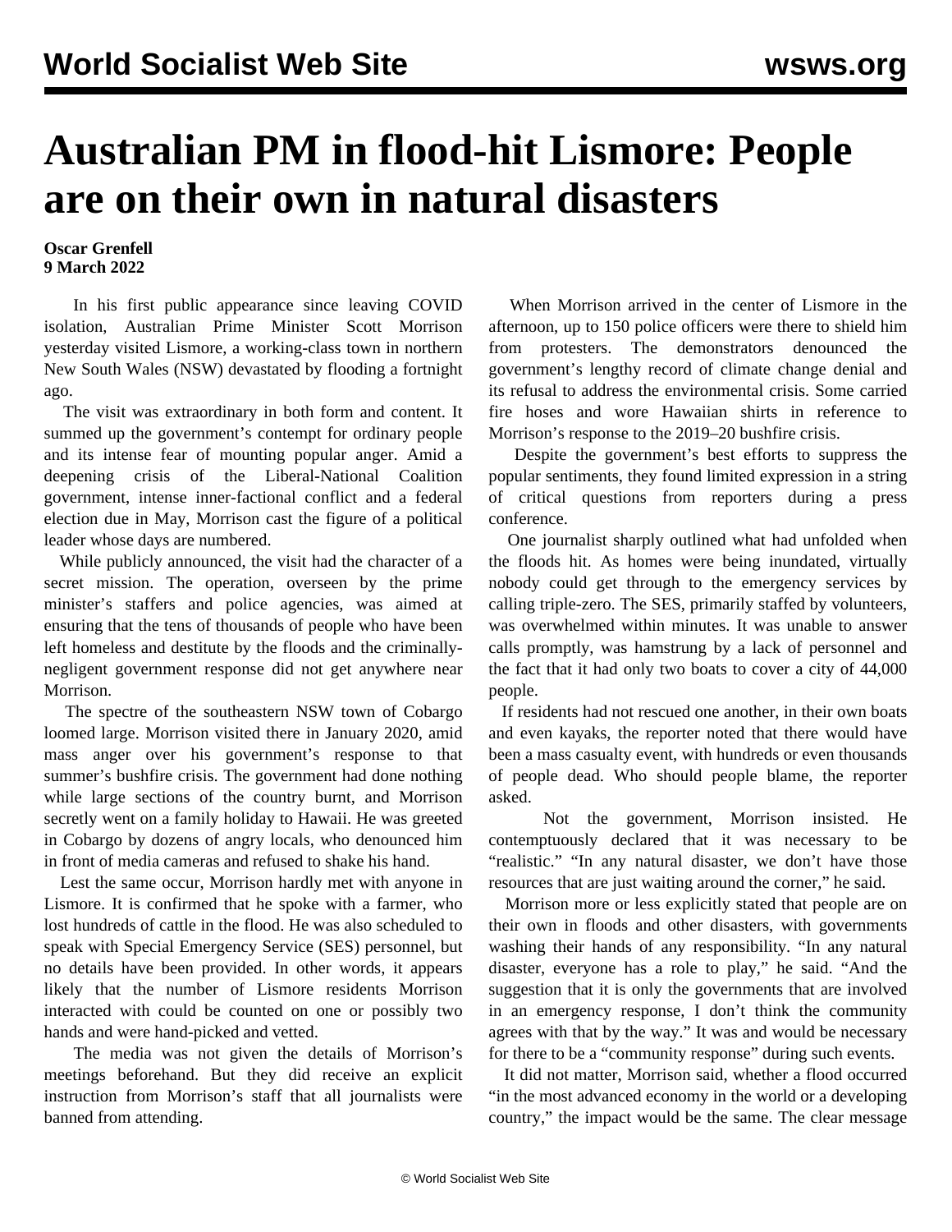# Australian PM in flood-hit Lismore: People are on their own in natural disasters

**Oscar Grenfell**
**9 March 2022**

In his first public appearance since leaving COVID isolation, Australian Prime Minister Scott Morrison yesterday visited Lismore, a working-class town in northern New South Wales (NSW) devastated by flooding a fortnight ago.

The visit was extraordinary in both form and content. It summed up the government's contempt for ordinary people and its intense fear of mounting popular anger. Amid a deepening crisis of the Liberal-National Coalition government, intense inner-factional conflict and a federal election due in May, Morrison cast the figure of a political leader whose days are numbered.

While publicly announced, the visit had the character of a secret mission. The operation, overseen by the prime minister's staffers and police agencies, was aimed at ensuring that the tens of thousands of people who have been left homeless and destitute by the floods and the criminally-negligent government response did not get anywhere near Morrison.

The spectre of the southeastern NSW town of Cobargo loomed large. Morrison visited there in January 2020, amid mass anger over his government's response to that summer's bushfire crisis. The government had done nothing while large sections of the country burnt, and Morrison secretly went on a family holiday to Hawaii. He was greeted in Cobargo by dozens of angry locals, who denounced him in front of media cameras and refused to shake his hand.

Lest the same occur, Morrison hardly met with anyone in Lismore. It is confirmed that he spoke with a farmer, who lost hundreds of cattle in the flood. He was also scheduled to speak with Special Emergency Service (SES) personnel, but no details have been provided. In other words, it appears likely that the number of Lismore residents Morrison interacted with could be counted on one or possibly two hands and were hand-picked and vetted.

The media was not given the details of Morrison's meetings beforehand. But they did receive an explicit instruction from Morrison's staff that all journalists were banned from attending.

When Morrison arrived in the center of Lismore in the afternoon, up to 150 police officers were there to shield him from protesters. The demonstrators denounced the government's lengthy record of climate change denial and its refusal to address the environmental crisis. Some carried fire hoses and wore Hawaiian shirts in reference to Morrison's response to the 2019–20 bushfire crisis.

Despite the government's best efforts to suppress the popular sentiments, they found limited expression in a string of critical questions from reporters during a press conference.

One journalist sharply outlined what had unfolded when the floods hit. As homes were being inundated, virtually nobody could get through to the emergency services by calling triple-zero. The SES, primarily staffed by volunteers, was overwhelmed within minutes. It was unable to answer calls promptly, was hamstrung by a lack of personnel and the fact that it had only two boats to cover a city of 44,000 people.

If residents had not rescued one another, in their own boats and even kayaks, the reporter noted that there would have been a mass casualty event, with hundreds or even thousands of people dead. Who should people blame, the reporter asked.

Not the government, Morrison insisted. He contemptuously declared that it was necessary to be "realistic." "In any natural disaster, we don't have those resources that are just waiting around the corner," he said.

Morrison more or less explicitly stated that people are on their own in floods and other disasters, with governments washing their hands of any responsibility. "In any natural disaster, everyone has a role to play," he said. "And the suggestion that it is only the governments that are involved in an emergency response, I don't think the community agrees with that by the way." It was and would be necessary for there to be a "community response" during such events.

It did not matter, Morrison said, whether a flood occurred "in the most advanced economy in the world or a developing country," the impact would be the same. The clear message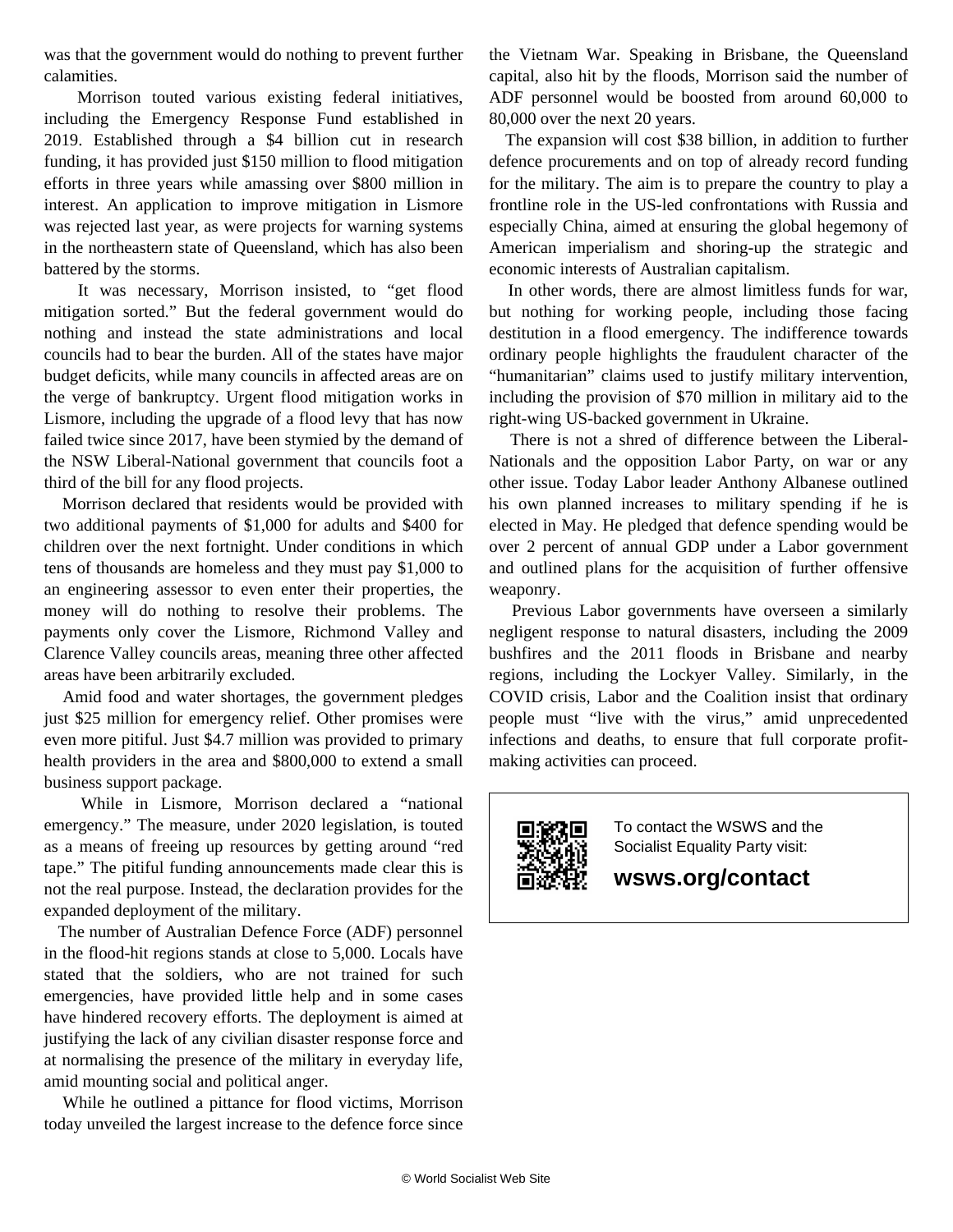was that the government would do nothing to prevent further calamities.

Morrison touted various existing federal initiatives, including the Emergency Response Fund established in 2019. Established through a $4 billion cut in research funding, it has provided just $150 million to flood mitigation efforts in three years while amassing over $800 million in interest. An application to improve mitigation in Lismore was rejected last year, as were projects for warning systems in the northeastern state of Queensland, which has also been battered by the storms.

It was necessary, Morrison insisted, to "get flood mitigation sorted." But the federal government would do nothing and instead the state administrations and local councils had to bear the burden. All of the states have major budget deficits, while many councils in affected areas are on the verge of bankruptcy. Urgent flood mitigation works in Lismore, including the upgrade of a flood levy that has now failed twice since 2017, have been stymied by the demand of the NSW Liberal-National government that councils foot a third of the bill for any flood projects.

Morrison declared that residents would be provided with two additional payments of $1,000 for adults and $400 for children over the next fortnight. Under conditions in which tens of thousands are homeless and they must pay $1,000 to an engineering assessor to even enter their properties, the money will do nothing to resolve their problems. The payments only cover the Lismore, Richmond Valley and Clarence Valley councils areas, meaning three other affected areas have been arbitrarily excluded.

Amid food and water shortages, the government pledges just $25 million for emergency relief. Other promises were even more pitiful. Just $4.7 million was provided to primary health providers in the area and $800,000 to extend a small business support package.

While in Lismore, Morrison declared a "national emergency." The measure, under 2020 legislation, is touted as a means of freeing up resources by getting around "red tape." The pitiful funding announcements made clear this is not the real purpose. Instead, the declaration provides for the expanded deployment of the military.

The number of Australian Defence Force (ADF) personnel in the flood-hit regions stands at close to 5,000. Locals have stated that the soldiers, who are not trained for such emergencies, have provided little help and in some cases have hindered recovery efforts. The deployment is aimed at justifying the lack of any civilian disaster response force and at normalising the presence of the military in everyday life, amid mounting social and political anger.

While he outlined a pittance for flood victims, Morrison today unveiled the largest increase to the defence force since the Vietnam War. Speaking in Brisbane, the Queensland capital, also hit by the floods, Morrison said the number of ADF personnel would be boosted from around 60,000 to 80,000 over the next 20 years.

The expansion will cost $38 billion, in addition to further defence procurements and on top of already record funding for the military. The aim is to prepare the country to play a frontline role in the US-led confrontations with Russia and especially China, aimed at ensuring the global hegemony of American imperialism and shoring-up the strategic and economic interests of Australian capitalism.

In other words, there are almost limitless funds for war, but nothing for working people, including those facing destitution in a flood emergency. The indifference towards ordinary people highlights the fraudulent character of the "humanitarian" claims used to justify military intervention, including the provision of $70 million in military aid to the right-wing US-backed government in Ukraine.

There is not a shred of difference between the Liberal-Nationals and the opposition Labor Party, on war or any other issue. Today Labor leader Anthony Albanese outlined his own planned increases to military spending if he is elected in May. He pledged that defence spending would be over 2 percent of annual GDP under a Labor government and outlined plans for the acquisition of further offensive weaponry.

Previous Labor governments have overseen a similarly negligent response to natural disasters, including the 2009 bushfires and the 2011 floods in Brisbane and nearby regions, including the Lockyer Valley. Similarly, in the COVID crisis, Labor and the Coalition insist that ordinary people must "live with the virus," amid unprecedented infections and deaths, to ensure that full corporate profit-making activities can proceed.

To contact the WSWS and the Socialist Equality Party visit:

**wsws.org/contact**

© World Socialist Web Site